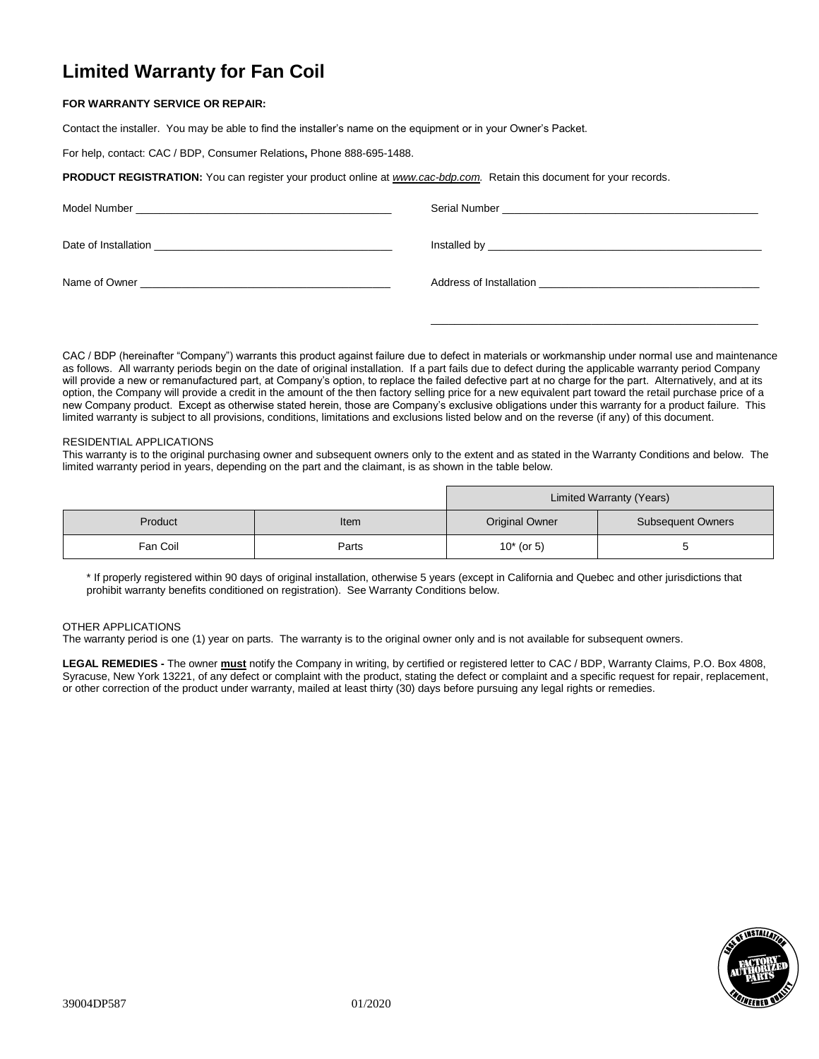# Limited Warranty for Fan Coil

**FOR WARRANTY SERVICE OR REPAIR:**

Contact the installer. You may be able to find the installer's name on the equipment or in your Owner's Packet.

For help, contact: CAC / BDP, Consumer Relations**,** Phone 888-695-1488.

**PRODUCT REGISTRATION:** You can register your product online at *www.cac-bdp.com*. Retain this document for your records.

Model Number ___________________________________________ Serial Number ___________________________________________

Date of Installation ________________________________________ Installed by ______________________________________________

Name of Owner __________________________________________ Address of Installation _____________________________________

_______________________________________________________

CAC / BDP (hereinafter "Company") warrants this product against failure due to defect in materials or workmanship under normal use and maintenance as follows. All warranty periods begin on the date of original installation. If a part fails due to defect during the applicable warranty period Company will provide a new or remanufactured part, at Company's option, to replace the failed defective part at no charge for the part. Alternatively, and at its option, the Company will provide a credit in the amount of the then factory selling price for a new equivalent part toward the retail purchase price of a new Company product. Except as otherwise stated herein, those are Company's exclusive obligations under this warranty for a product failure. This limited warranty is subject to all provisions, conditions, limitations and exclusions listed below and on the reverse (if any) of this document.

RESIDENTIAL APPLICATIONS
This warranty is to the original purchasing owner and subsequent owners only to the extent and as stated in the Warranty Conditions and below. The limited warranty period in years, depending on the part and the claimant, is as shown in the table below.

| | | Limited Warranty (Years) | |
|---|---|---|---|
| Product | Item | Original Owner | Subsequent Owners |
| Fan Coil | Parts | 10* (or 5) | 5 |

\* If properly registered within 90 days of original installation, otherwise 5 years (except in California and Quebec and other jurisdictions that prohibit warranty benefits conditioned on registration). See Warranty Conditions below.

OTHER APPLICATIONS
The warranty period is one (1) year on parts. The warranty is to the original owner only and is not available for subsequent owners.

**LEGAL REMEDIES -** The owner **must** notify the Company in writing, by certified or registered letter to CAC / BDP, Warranty Claims, P.O. Box 4808, Syracuse, New York 13221, of any defect or complaint with the product, stating the defect or complaint and a specific request for repair, replacement, or other correction of the product under warranty, mailed at least thirty (30) days before pursuing any legal rights or remedies.

39004DP587 01/2020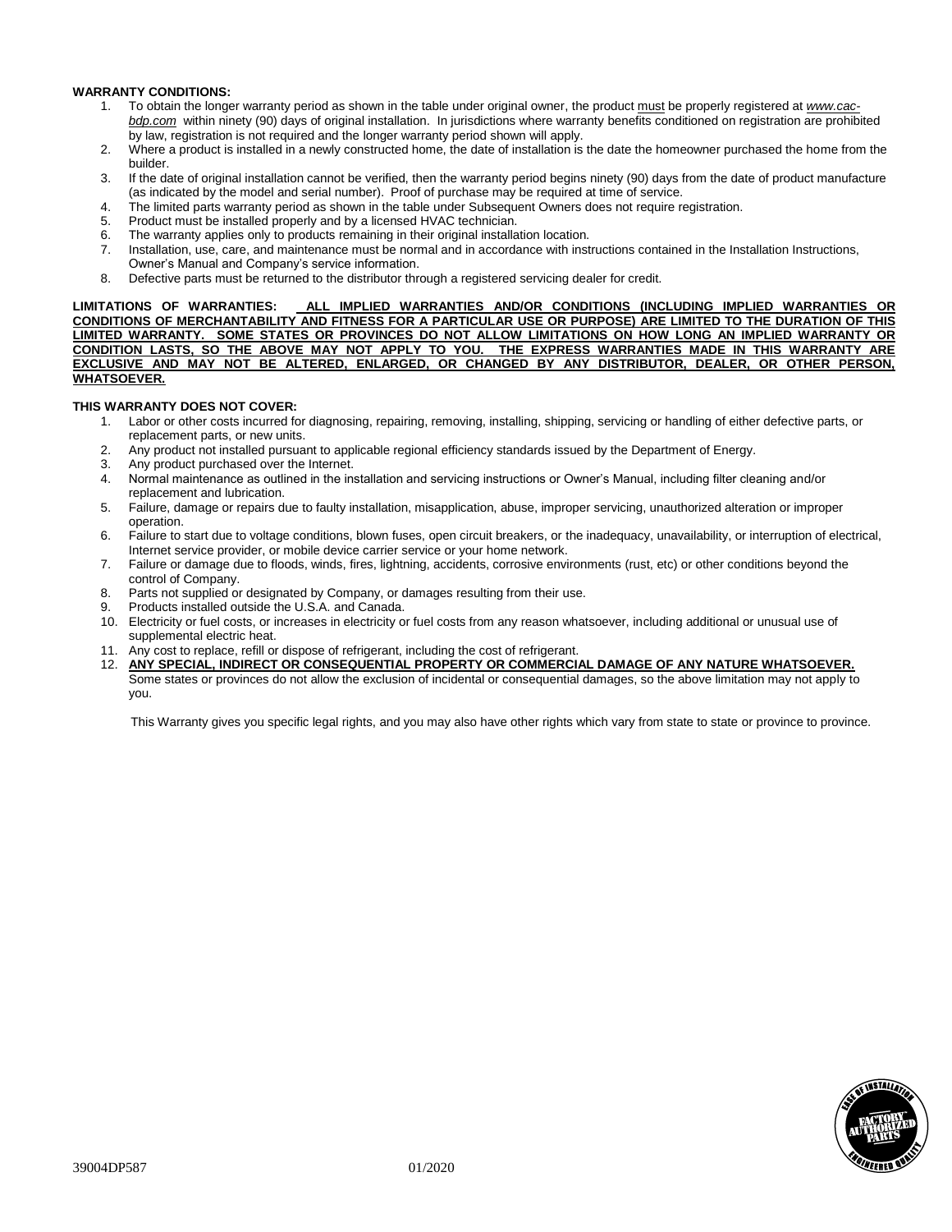**WARRANTY CONDITIONS:**

1. To obtain the longer warranty period as shown in the table under original owner, the product must be properly registered at *www.cac-bdp.com* within ninety (90) days of original installation. In jurisdictions where warranty benefits conditioned on registration are prohibited by law, registration is not required and the longer warranty period shown will apply.
2. Where a product is installed in a newly constructed home, the date of installation is the date the homeowner purchased the home from the builder.
3. If the date of original installation cannot be verified, then the warranty period begins ninety (90) days from the date of product manufacture (as indicated by the model and serial number). Proof of purchase may be required at time of service.
4. The limited parts warranty period as shown in the table under Subsequent Owners does not require registration.
5. Product must be installed properly and by a licensed HVAC technician.
6. The warranty applies only to products remaining in their original installation location.
7. Installation, use, care, and maintenance must be normal and in accordance with instructions contained in the Installation Instructions, Owner's Manual and Company's service information.
8. Defective parts must be returned to the distributor through a registered servicing dealer for credit.

**LIMITATIONS OF WARRANTIES: ALL IMPLIED WARRANTIES AND/OR CONDITIONS (INCLUDING IMPLIED WARRANTIES OR CONDITIONS OF MERCHANTABILITY AND FITNESS FOR A PARTICULAR USE OR PURPOSE) ARE LIMITED TO THE DURATION OF THIS LIMITED WARRANTY. SOME STATES OR PROVINCES DO NOT ALLOW LIMITATIONS ON HOW LONG AN IMPLIED WARRANTY OR CONDITION LASTS, SO THE ABOVE MAY NOT APPLY TO YOU. THE EXPRESS WARRANTIES MADE IN THIS WARRANTY ARE EXCLUSIVE AND MAY NOT BE ALTERED, ENLARGED, OR CHANGED BY ANY DISTRIBUTOR, DEALER, OR OTHER PERSON, WHATSOEVER.**

**THIS WARRANTY DOES NOT COVER:**

1. Labor or other costs incurred for diagnosing, repairing, removing, installing, shipping, servicing or handling of either defective parts, or replacement parts, or new units.
2. Any product not installed pursuant to applicable regional efficiency standards issued by the Department of Energy.
3. Any product purchased over the Internet.
4. Normal maintenance as outlined in the installation and servicing instructions or Owner's Manual, including filter cleaning and/or replacement and lubrication.
5. Failure, damage or repairs due to faulty installation, misapplication, abuse, improper servicing, unauthorized alteration or improper operation.
6. Failure to start due to voltage conditions, blown fuses, open circuit breakers, or the inadequacy, unavailability, or interruption of electrical, Internet service provider, or mobile device carrier service or your home network.
7. Failure or damage due to floods, winds, fires, lightning, accidents, corrosive environments (rust, etc) or other conditions beyond the control of Company.
8. Parts not supplied or designated by Company, or damages resulting from their use.
9. Products installed outside the U.S.A. and Canada.
10. Electricity or fuel costs, or increases in electricity or fuel costs from any reason whatsoever, including additional or unusual use of supplemental electric heat.
11. Any cost to replace, refill or dispose of refrigerant, including the cost of refrigerant.
12. **ANY SPECIAL, INDIRECT OR CONSEQUENTIAL PROPERTY OR COMMERCIAL DAMAGE OF ANY NATURE WHATSOEVER.** Some states or provinces do not allow the exclusion of incidental or consequential damages, so the above limitation may not apply to you.

This Warranty gives you specific legal rights, and you may also have other rights which vary from state to state or province to province.

39004DP587 01/2020